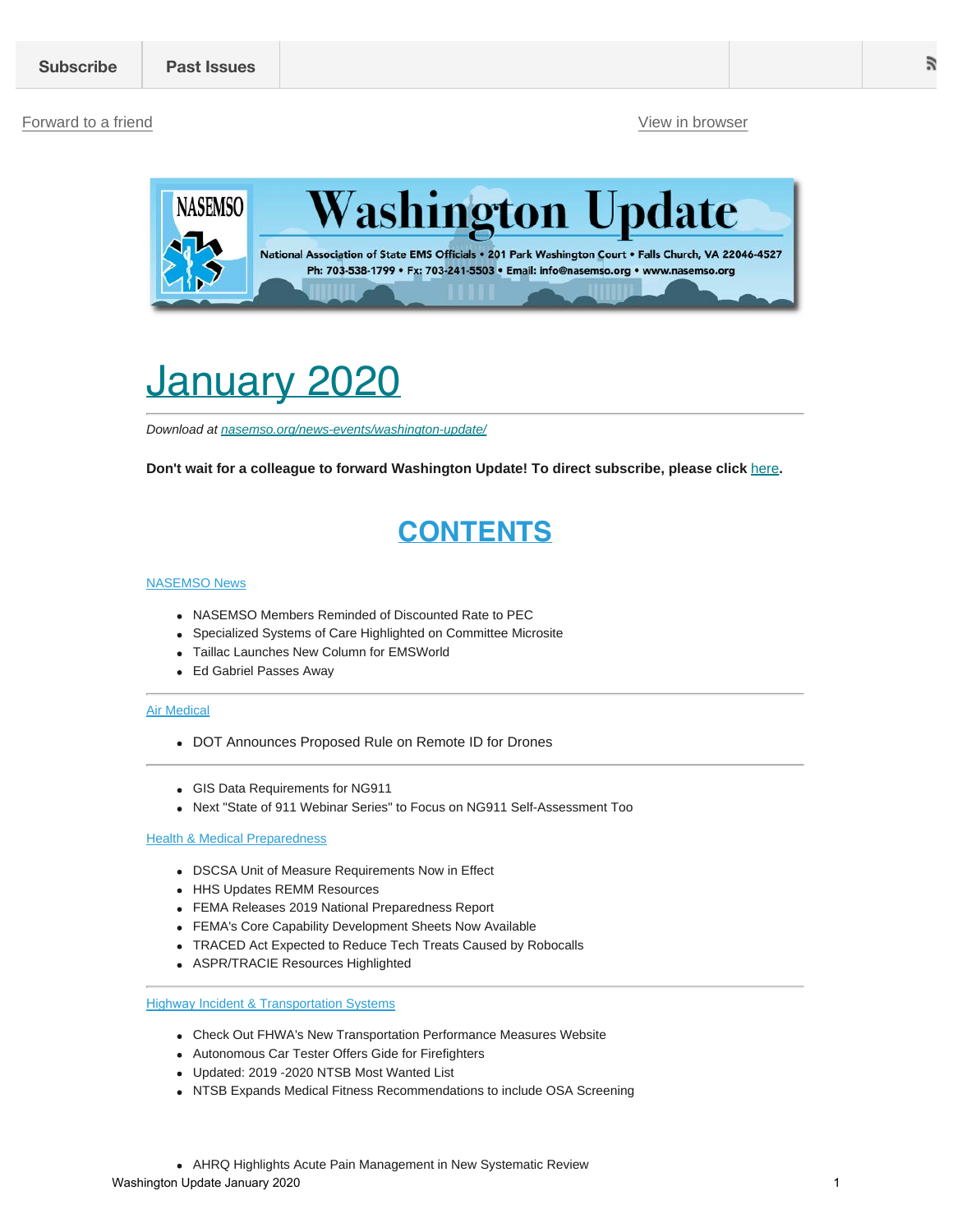Subscribe | Past Issues

Forward to a friend

View in browser

**Washington Update**

National Association of State EMS Officials • 201 Park Washington Court • Falls Church, VA 22046-4527
Ph: 703-538-1799 • Fx: 703-241-5503 • Email: info@nasemso.org • www.nasemso.org

# January 2020

*Download at nasemso.org/news-events/washington-update/*

**Don't wait for a colleague to forward Washington Update! To direct subscribe, please click here.**

## CONTENTS

NASEMSO News

- NASEMSO Members Reminded of Discounted Rate to PEC
- Specialized Systems of Care Highlighted on Committee Microsite
- Taillac Launches New Column for EMSWorld
- Ed Gabriel Passes Away

---

Air Medical

- DOT Announces Proposed Rule on Remote ID for Drones

---

- GIS Data Requirements for NG911
- Next "State of 911 Webinar Series" to Focus on NG911 Self-Assessment Too

Health & Medical Preparedness

- DSCSA Unit of Measure Requirements Now in Effect
- HHS Updates REMM Resources
- FEMA Releases 2019 National Preparedness Report
- FEMA's Core Capability Development Sheets Now Available
- TRACED Act Expected to Reduce Tech Treats Caused by Robocalls
- ASPR/TRACIE Resources Highlighted

---

Highway Incident & Transportation Systems

- Check Out FHWA's New Transportation Performance Measures Website
- Autonomous Car Tester Offers Gide for Firefighters
- Updated: 2019 -2020 NTSB Most Wanted List
- NTSB Expands Medical Fitness Recommendations to include OSA Screening

- AHRQ Highlights Acute Pain Management in New Systematic Review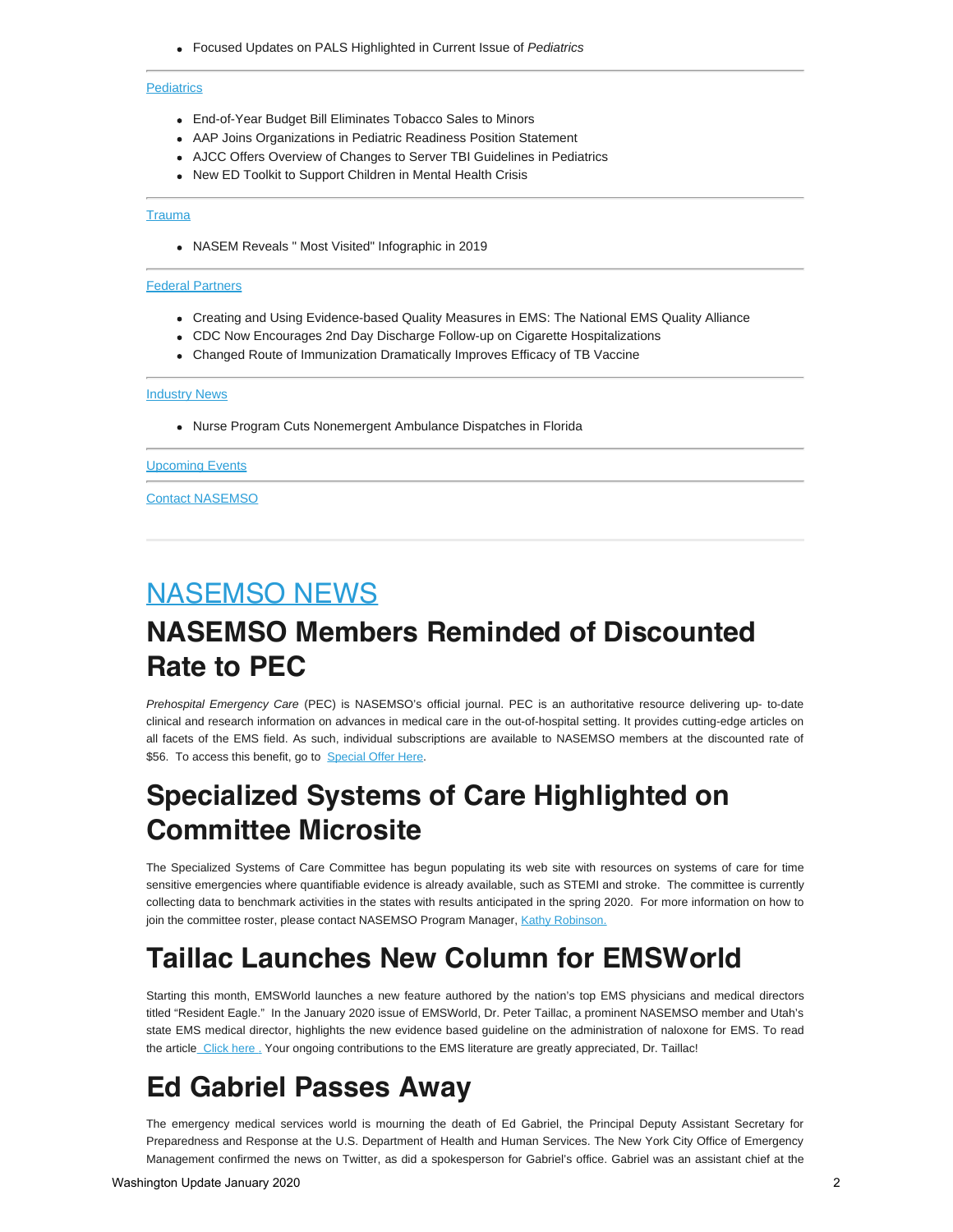- Focused Updates on PALS Highlighted in Current Issue of *Pediatrics*

---

Pediatrics

- End-of-Year Budget Bill Eliminates Tobacco Sales to Minors
- AAP Joins Organizations in Pediatric Readiness Position Statement
- AJCC Offers Overview of Changes to Server TBI Guidelines in Pediatrics
- New ED Toolkit to Support Children in Mental Health Crisis

---

Trauma

- NASEM Reveals " Most Visited" Infographic in 2019

---

Federal Partners

- Creating and Using Evidence-based Quality Measures in EMS: The National EMS Quality Alliance
- CDC Now Encourages 2nd Day Discharge Follow-up on Cigarette Hospitalizations
- Changed Route of Immunization Dramatically Improves Efficacy of TB Vaccine

---

Industry News

- Nurse Program Cuts Nonemergent Ambulance Dispatches in Florida

---

Upcoming Events

---

Contact NASEMSO

---

# NASEMSO NEWS

## NASEMSO Members Reminded of Discounted Rate to PEC

*Prehospital Emergency Care* (PEC) is NASEMSO's official journal. PEC is an authoritative resource delivering up- to-date clinical and research information on advances in medical care in the out-of-hospital setting. It provides cutting-edge articles on all facets of the EMS field. As such, individual subscriptions are available to NASEMSO members at the discounted rate of $56. To access this benefit, go to Special Offer Here.

## Specialized Systems of Care Highlighted on Committee Microsite

The Specialized Systems of Care Committee has begun populating its web site with resources on systems of care for time sensitive emergencies where quantifiable evidence is already available, such as STEMI and stroke. The committee is currently collecting data to benchmark activities in the states with results anticipated in the spring 2020. For more information on how to join the committee roster, please contact NASEMSO Program Manager, Kathy Robinson.

## Taillac Launches New Column for EMSWorld

Starting this month, EMSWorld launches a new feature authored by the nation's top EMS physicians and medical directors titled "Resident Eagle." In the January 2020 issue of EMSWorld, Dr. Peter Taillac, a prominent NASEMSO member and Utah's state EMS medical director, highlights the new evidence based guideline on the administration of naloxone for EMS. To read the article Click here . Your ongoing contributions to the EMS literature are greatly appreciated, Dr. Taillac!

## Ed Gabriel Passes Away

The emergency medical services world is mourning the death of Ed Gabriel, the Principal Deputy Assistant Secretary for Preparedness and Response at the U.S. Department of Health and Human Services. The New York City Office of Emergency Management confirmed the news on Twitter, as did a spokesperson for Gabriel's office. Gabriel was an assistant chief at the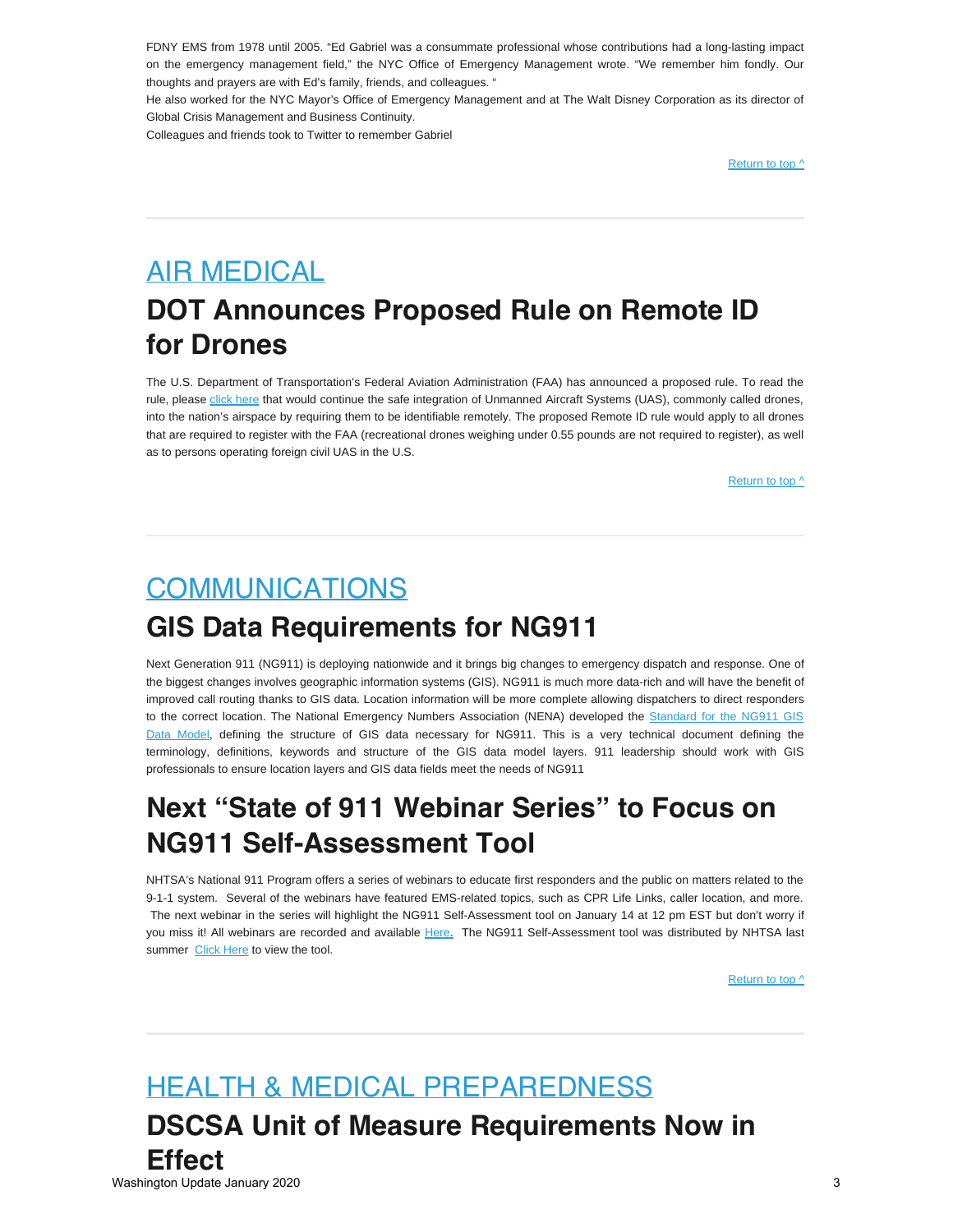FDNY EMS from 1978 until 2005. "Ed Gabriel was a consummate professional whose contributions had a long-lasting impact on the emergency management field," the NYC Office of Emergency Management wrote. "We remember him fondly. Our thoughts and prayers are with Ed's family, friends, and colleagues. "

He also worked for the NYC Mayor's Office of Emergency Management and at The Walt Disney Corporation as its director of Global Crisis Management and Business Continuity.

Colleagues and friends took to Twitter to remember Gabriel

Return to top ^

---

# AIR MEDICAL

## DOT Announces Proposed Rule on Remote ID for Drones

The U.S. Department of Transportation's Federal Aviation Administration (FAA) has announced a proposed rule. To read the rule, please click here that would continue the safe integration of Unmanned Aircraft Systems (UAS), commonly called drones, into the nation's airspace by requiring them to be identifiable remotely. The proposed Remote ID rule would apply to all drones that are required to register with the FAA (recreational drones weighing under 0.55 pounds are not required to register), as well as to persons operating foreign civil UAS in the U.S.

Return to top ^

---

# COMMUNICATIONS

## GIS Data Requirements for NG911

Next Generation 911 (NG911) is deploying nationwide and it brings big changes to emergency dispatch and response. One of the biggest changes involves geographic information systems (GIS). NG911 is much more data-rich and will have the benefit of improved call routing thanks to GIS data. Location information will be more complete allowing dispatchers to direct responders to the correct location. The National Emergency Numbers Association (NENA) developed the Standard for the NG911 GIS Data Model, defining the structure of GIS data necessary for NG911. This is a very technical document defining the terminology, definitions, keywords and structure of the GIS data model layers. 911 leadership should work with GIS professionals to ensure location layers and GIS data fields meet the needs of NG911

## Next "State of 911 Webinar Series" to Focus on NG911 Self-Assessment Tool

NHTSA's National 911 Program offers a series of webinars to educate first responders and the public on matters related to the 9-1-1 system. Several of the webinars have featured EMS-related topics, such as CPR Life Links, caller location, and more. The next webinar in the series will highlight the NG911 Self-Assessment tool on January 14 at 12 pm EST but don't worry if you miss it! All webinars are recorded and available Here. The NG911 Self-Assessment tool was distributed by NHTSA last summer Click Here to view the tool.

Return to top ^

---

# HEALTH & MEDICAL PREPAREDNESS

## DSCSA Unit of Measure Requirements Now in Effect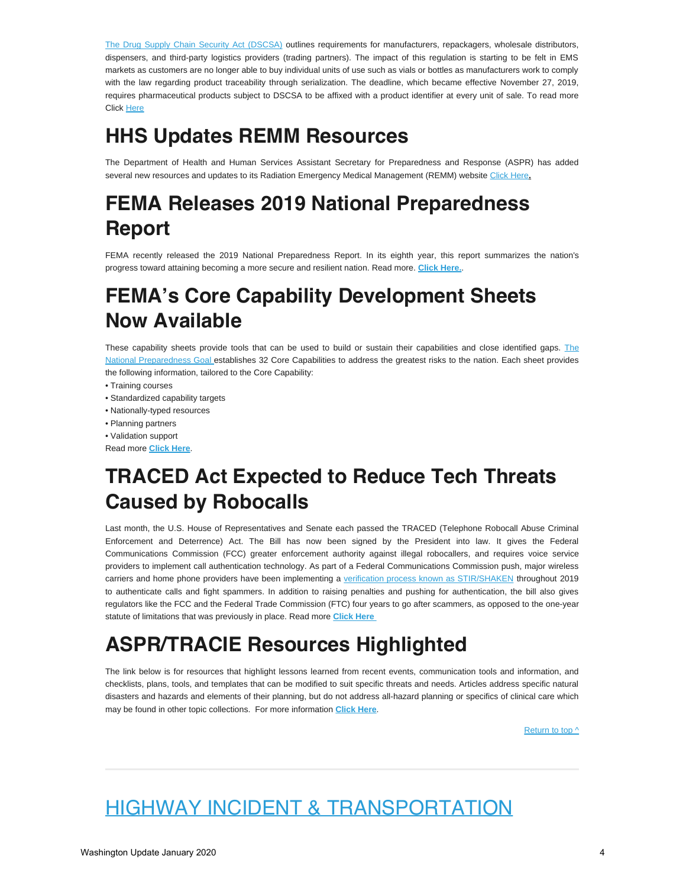[The Drug Supply Chain Security Act (DSCSA)](#) outlines requirements for manufacturers, repackagers, wholesale distributors, dispensers, and third-party logistics providers (trading partners). The impact of this regulation is starting to be felt in EMS markets as customers are no longer able to buy individual units of use such as vials or bottles as manufacturers work to comply with the law regarding product traceability through serialization. The deadline, which became effective November 27, 2019, requires pharmaceutical products subject to DSCSA to be affixed with a product identifier at every unit of sale. To read more Click Here

# HHS Updates REMM Resources

The Department of Health and Human Services Assistant Secretary for Preparedness and Response (ASPR) has added several new resources and updates to its Radiation Emergency Medical Management (REMM) website Click Here.

# FEMA Releases 2019 National Preparedness Report

FEMA recently released the 2019 National Preparedness Report. In its eighth year, this report summarizes the nation's progress toward attaining becoming a more secure and resilient nation. Read more. **Click Here.**.

# FEMA's Core Capability Development Sheets Now Available

These capability sheets provide tools that can be used to build or sustain their capabilities and close identified gaps. The National Preparedness Goal establishes 32 Core Capabilities to address the greatest risks to the nation. Each sheet provides the following information, tailored to the Core Capability:

- Training courses
- Standardized capability targets
- Nationally-typed resources
- Planning partners
- Validation support

Read more **Click Here**.

# TRACED Act Expected to Reduce Tech Threats Caused by Robocalls

Last month, the U.S. House of Representatives and Senate each passed the TRACED (Telephone Robocall Abuse Criminal Enforcement and Deterrence) Act. The Bill has now been signed by the President into law. It gives the Federal Communications Commission (FCC) greater enforcement authority against illegal robocallers, and requires voice service providers to implement call authentication technology. As part of a Federal Communications Commission push, major wireless carriers and home phone providers have been implementing a verification process known as STIR/SHAKEN throughout 2019 to authenticate calls and fight spammers. In addition to raising penalties and pushing for authentication, the bill also gives regulators like the FCC and the Federal Trade Commission (FTC) four years to go after scammers, as opposed to the one-year statute of limitations that was previously in place. Read more **Click Here**

# ASPR/TRACIE Resources Highlighted

The link below is for resources that highlight lessons learned from recent events, communication tools and information, and checklists, plans, tools, and templates that can be modified to suit specific threats and needs. Articles address specific natural disasters and hazards and elements of their planning, but do not address all-hazard planning or specifics of clinical care which may be found in other topic collections. For more information **Click Here**.

Return to top ^

---

# HIGHWAY INCIDENT & TRANSPORTATION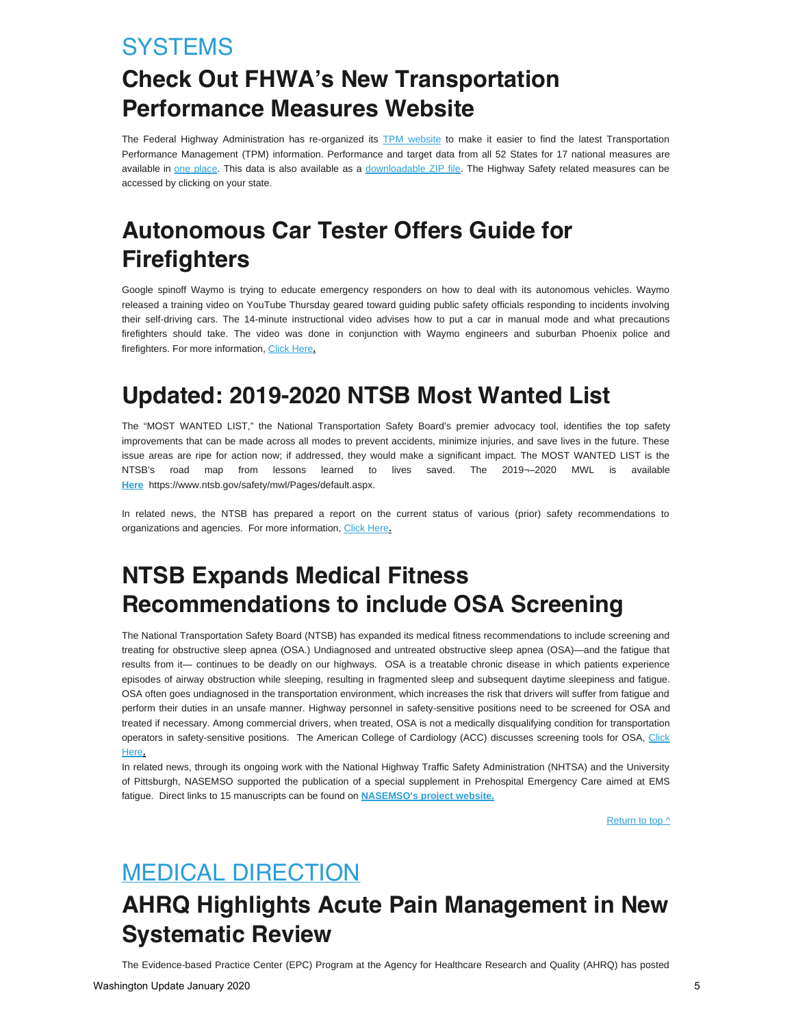# SYSTEMS

## Check Out FHWA's New Transportation Performance Measures Website

The Federal Highway Administration has re-organized its TPM website to make it easier to find the latest Transportation Performance Management (TPM) information. Performance and target data from all 52 States for 17 national measures are available in one place. This data is also available as a downloadable ZIP file. The Highway Safety related measures can be accessed by clicking on your state.

## Autonomous Car Tester Offers Guide for Firefighters

Google spinoff Waymo is trying to educate emergency responders on how to deal with its autonomous vehicles. Waymo released a training video on YouTube Thursday geared toward guiding public safety officials responding to incidents involving their self-driving cars. The 14-minute instructional video advises how to put a car in manual mode and what precautions firefighters should take. The video was done in conjunction with Waymo engineers and suburban Phoenix police and firefighters. For more information, Click Here.

## Updated: 2019-2020 NTSB Most Wanted List

The "MOST WANTED LIST," the National Transportation Safety Board's premier advocacy tool, identifies the top safety improvements that can be made across all modes to prevent accidents, minimize injuries, and save lives in the future. These issue areas are ripe for action now; if addressed, they would make a significant impact. The MOST WANTED LIST is the NTSB's road map from lessons learned to lives saved. The 2019¬–2020 MWL is available **Here** https://www.ntsb.gov/safety/mwl/Pages/default.aspx.

In related news, the NTSB has prepared a report on the current status of various (prior) safety recommendations to organizations and agencies. For more information, Click Here.

## NTSB Expands Medical Fitness Recommendations to include OSA Screening

The National Transportation Safety Board (NTSB) has expanded its medical fitness recommendations to include screening and treating for obstructive sleep apnea (OSA.) Undiagnosed and untreated obstructive sleep apnea (OSA)—and the fatigue that results from it— continues to be deadly on our highways. OSA is a treatable chronic disease in which patients experience episodes of airway obstruction while sleeping, resulting in fragmented sleep and subsequent daytime sleepiness and fatigue. OSA often goes undiagnosed in the transportation environment, which increases the risk that drivers will suffer from fatigue and perform their duties in an unsafe manner. Highway personnel in safety-sensitive positions need to be screened for OSA and treated if necessary. Among commercial drivers, when treated, OSA is not a medically disqualifying condition for transportation operators in safety-sensitive positions. The American College of Cardiology (ACC) discusses screening tools for OSA, Click Here.

In related news, through its ongoing work with the National Highway Traffic Safety Administration (NHTSA) and the University of Pittsburgh, NASEMSO supported the publication of a special supplement in Prehospital Emergency Care aimed at EMS fatigue. Direct links to 15 manuscripts can be found on **NASEMSO's project website.**

Return to top ^

# MEDICAL DIRECTION

## AHRQ Highlights Acute Pain Management in New Systematic Review

The Evidence-based Practice Center (EPC) Program at the Agency for Healthcare Research and Quality (AHRQ) has posted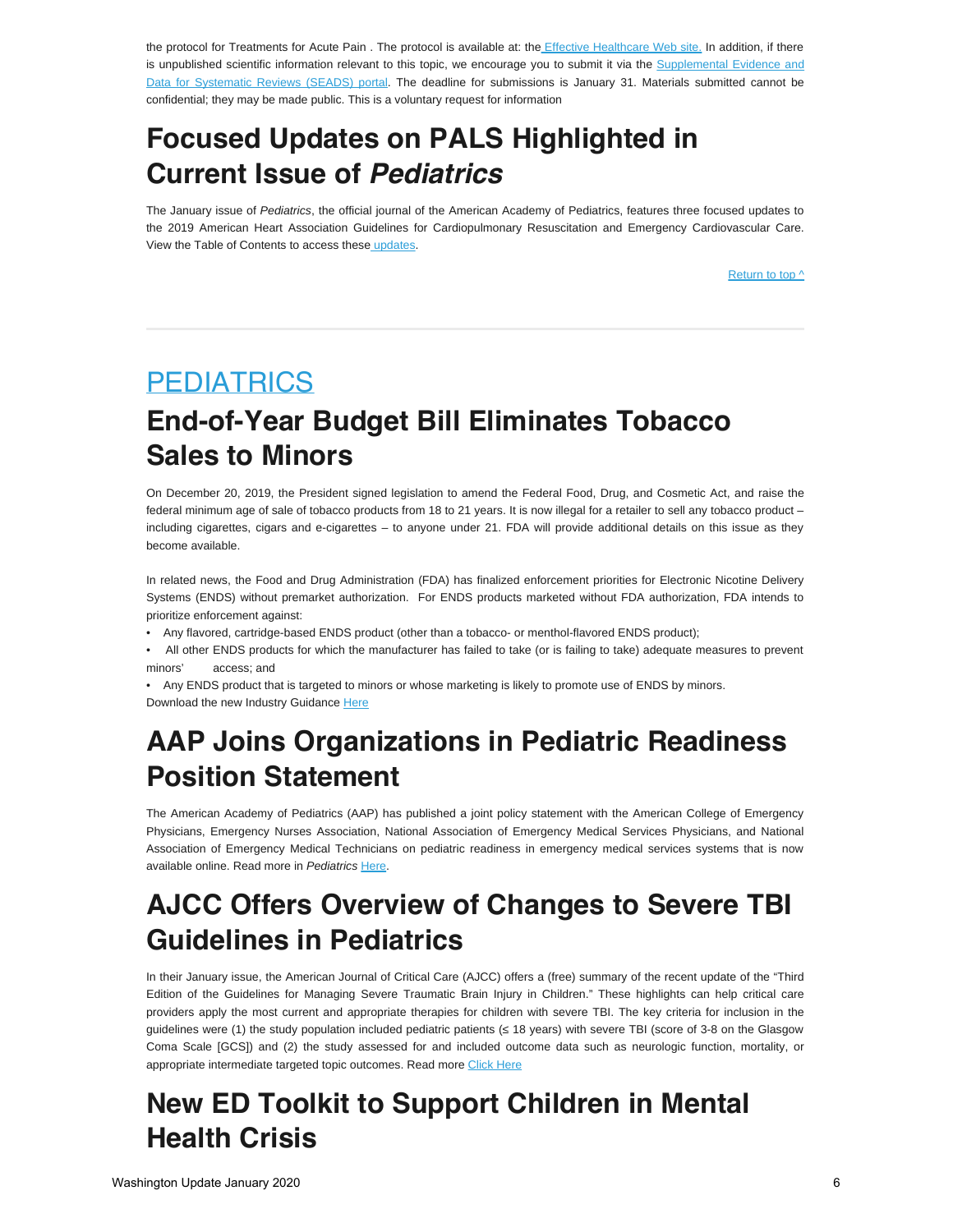the protocol for Treatments for Acute Pain . The protocol is available at: the Effective Healthcare Web site. In addition, if there is unpublished scientific information relevant to this topic, we encourage you to submit it via the Supplemental Evidence and Data for Systematic Reviews (SEADS) portal. The deadline for submissions is January 31. Materials submitted cannot be confidential; they may be made public. This is a voluntary request for information

# Focused Updates on PALS Highlighted in Current Issue of *Pediatrics*

The January issue of *Pediatrics*, the official journal of the American Academy of Pediatrics, features three focused updates to the 2019 American Heart Association Guidelines for Cardiopulmonary Resuscitation and Emergency Cardiovascular Care. View the Table of Contents to access these updates.

Return to top ^

---

## PEDIATRICS

# End-of-Year Budget Bill Eliminates Tobacco Sales to Minors

On December 20, 2019, the President signed legislation to amend the Federal Food, Drug, and Cosmetic Act, and raise the federal minimum age of sale of tobacco products from 18 to 21 years. It is now illegal for a retailer to sell any tobacco product – including cigarettes, cigars and e-cigarettes – to anyone under 21. FDA will provide additional details on this issue as they become available.

In related news, the Food and Drug Administration (FDA) has finalized enforcement priorities for Electronic Nicotine Delivery Systems (ENDS) without premarket authorization. For ENDS products marketed without FDA authorization, FDA intends to prioritize enforcement against:

- Any flavored, cartridge-based ENDS product (other than a tobacco- or menthol-flavored ENDS product);
- All other ENDS products for which the manufacturer has failed to take (or is failing to take) adequate measures to prevent minors' access; and
- Any ENDS product that is targeted to minors or whose marketing is likely to promote use of ENDS by minors.

Download the new Industry Guidance Here

# AAP Joins Organizations in Pediatric Readiness Position Statement

The American Academy of Pediatrics (AAP) has published a joint policy statement with the American College of Emergency Physicians, Emergency Nurses Association, National Association of Emergency Medical Services Physicians, and National Association of Emergency Medical Technicians on pediatric readiness in emergency medical services systems that is now available online. Read more in *Pediatrics* Here.

# AJCC Offers Overview of Changes to Severe TBI Guidelines in Pediatrics

In their January issue, the American Journal of Critical Care (AJCC) offers a (free) summary of the recent update of the "Third Edition of the Guidelines for Managing Severe Traumatic Brain Injury in Children." These highlights can help critical care providers apply the most current and appropriate therapies for children with severe TBI. The key criteria for inclusion in the guidelines were (1) the study population included pediatric patients (≤ 18 years) with severe TBI (score of 3-8 on the Glasgow Coma Scale [GCS]) and (2) the study assessed for and included outcome data such as neurologic function, mortality, or appropriate intermediate targeted topic outcomes. Read more Click Here

# New ED Toolkit to Support Children in Mental Health Crisis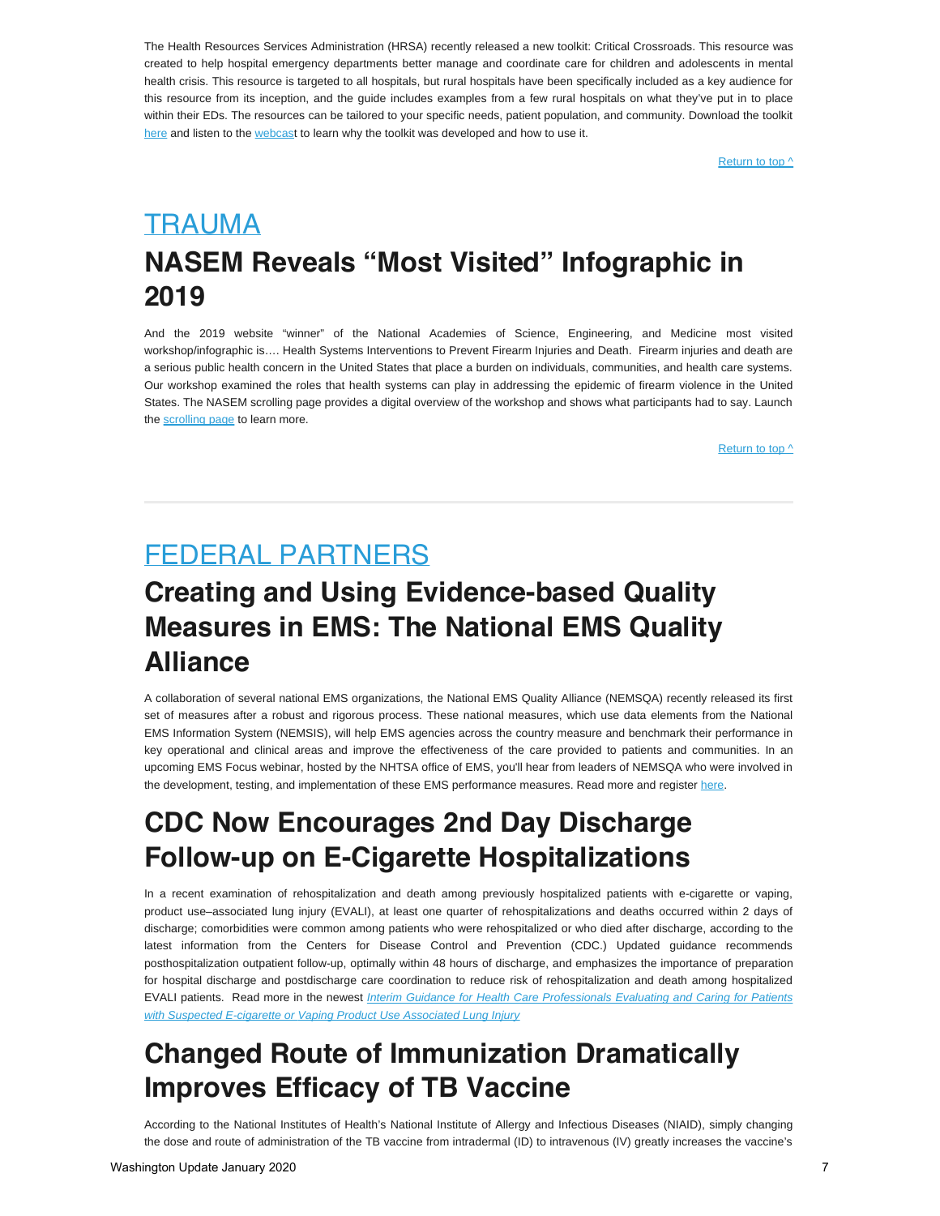The Health Resources Services Administration (HRSA) recently released a new toolkit: Critical Crossroads. This resource was created to help hospital emergency departments better manage and coordinate care for children and adolescents in mental health crisis. This resource is targeted to all hospitals, but rural hospitals have been specifically included as a key audience for this resource from its inception, and the guide includes examples from a few rural hospitals on what they've put in to place within their EDs. The resources can be tailored to your specific needs, patient population, and community. Download the toolkit here and listen to the webcast to learn why the toolkit was developed and how to use it.

Return to top ^

## TRAUMA

# NASEM Reveals "Most Visited" Infographic in 2019

And the 2019 website "winner" of the National Academies of Science, Engineering, and Medicine most visited workshop/infographic is…. Health Systems Interventions to Prevent Firearm Injuries and Death. Firearm injuries and death are a serious public health concern in the United States that place a burden on individuals, communities, and health care systems. Our workshop examined the roles that health systems can play in addressing the epidemic of firearm violence in the United States. The NASEM scrolling page provides a digital overview of the workshop and shows what participants had to say. Launch the scrolling page to learn more.

Return to top ^

---

## FEDERAL PARTNERS

# Creating and Using Evidence-based Quality Measures in EMS: The National EMS Quality Alliance

A collaboration of several national EMS organizations, the National EMS Quality Alliance (NEMSQA) recently released its first set of measures after a robust and rigorous process. These national measures, which use data elements from the National EMS Information System (NEMSIS), will help EMS agencies across the country measure and benchmark their performance in key operational and clinical areas and improve the effectiveness of the care provided to patients and communities. In an upcoming EMS Focus webinar, hosted by the NHTSA office of EMS, you'll hear from leaders of NEMSQA who were involved in the development, testing, and implementation of these EMS performance measures. Read more and register here.

# CDC Now Encourages 2nd Day Discharge Follow-up on E-Cigarette Hospitalizations

In a recent examination of rehospitalization and death among previously hospitalized patients with e-cigarette or vaping, product use–associated lung injury (EVALI), at least one quarter of rehospitalizations and deaths occurred within 2 days of discharge; comorbidities were common among patients who were rehospitalized or who died after discharge, according to the latest information from the Centers for Disease Control and Prevention (CDC.) Updated guidance recommends posthospitalization outpatient follow-up, optimally within 48 hours of discharge, and emphasizes the importance of preparation for hospital discharge and postdischarge care coordination to reduce risk of rehospitalization and death among hospitalized EVALI patients. Read more in the newest *Interim Guidance for Health Care Professionals Evaluating and Caring for Patients with Suspected E-cigarette or Vaping Product Use Associated Lung Injury*

# Changed Route of Immunization Dramatically Improves Efficacy of TB Vaccine

According to the National Institutes of Health's National Institute of Allergy and Infectious Diseases (NIAID), simply changing the dose and route of administration of the TB vaccine from intradermal (ID) to intravenous (IV) greatly increases the vaccine's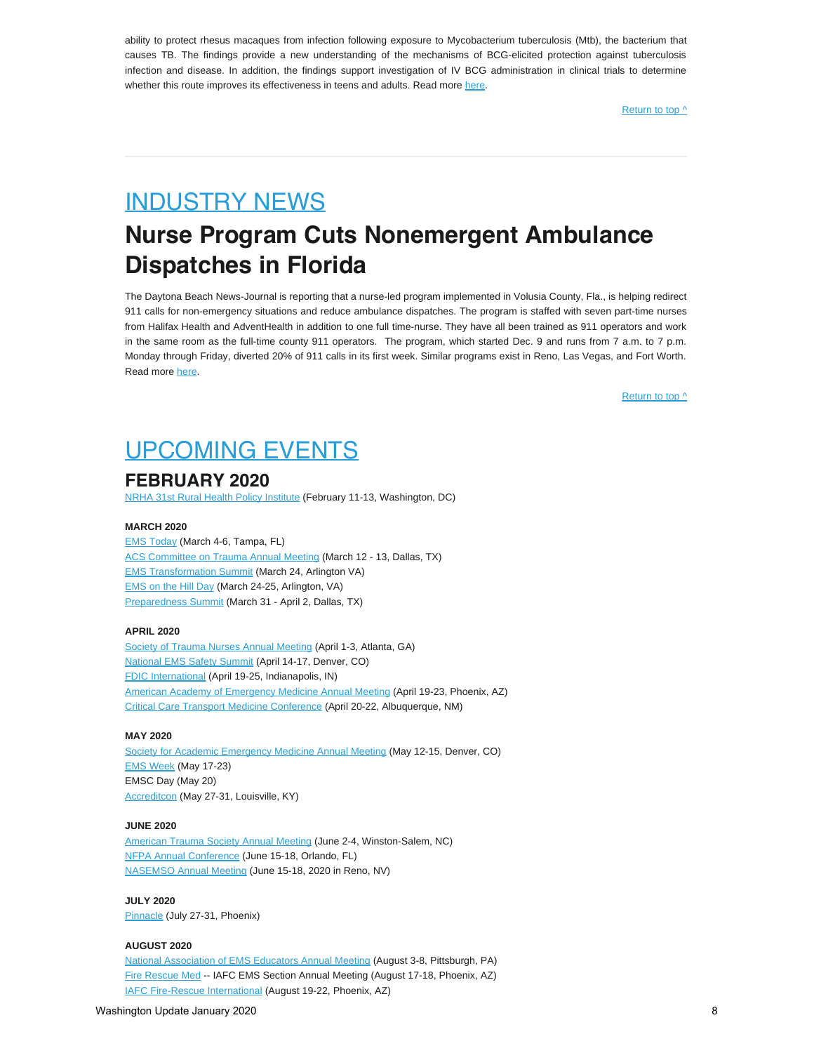ability to protect rhesus macaques from infection following exposure to Mycobacterium tuberculosis (Mtb), the bacterium that causes TB. The findings provide a new understanding of the mechanisms of BCG-elicited protection against tuberculosis infection and disease. In addition, the findings support investigation of IV BCG administration in clinical trials to determine whether this route improves its effectiveness in teens and adults. Read more here.

Return to top ^

---

# INDUSTRY NEWS

## Nurse Program Cuts Nonemergent Ambulance Dispatches in Florida

The Daytona Beach News-Journal is reporting that a nurse-led program implemented in Volusia County, Fla., is helping redirect 911 calls for non-emergency situations and reduce ambulance dispatches. The program is staffed with seven part-time nurses from Halifax Health and AdventHealth in addition to one full time-nurse. They have all been trained as 911 operators and work in the same room as the full-time county 911 operators. The program, which started Dec. 9 and runs from 7 a.m. to 7 p.m. Monday through Friday, diverted 20% of 911 calls in its first week. Similar programs exist in Reno, Las Vegas, and Fort Worth. Read more here.

Return to top ^

# UPCOMING EVENTS

## FEBRUARY 2020

NRHA 31st Rural Health Policy Institute (February 11-13, Washington, DC)

**MARCH 2020**

EMS Today (March 4-6, Tampa, FL)
ACS Committee on Trauma Annual Meeting (March 12 - 13, Dallas, TX)
EMS Transformation Summit (March 24, Arlington VA)
EMS on the Hill Day (March 24-25, Arlington, VA)
Preparedness Summit (March 31 - April 2, Dallas, TX)

**APRIL 2020**

Society of Trauma Nurses Annual Meeting (April 1-3, Atlanta, GA)
National EMS Safety Summit (April 14-17, Denver, CO)
FDIC International (April 19-25, Indianapolis, IN)
American Academy of Emergency Medicine Annual Meeting (April 19-23, Phoenix, AZ)
Critical Care Transport Medicine Conference (April 20-22, Albuquerque, NM)

**MAY 2020**

Society for Academic Emergency Medicine Annual Meeting (May 12-15, Denver, CO)
EMS Week (May 17-23)
EMSC Day (May 20)
Accreditcon (May 27-31, Louisville, KY)

**JUNE 2020**

American Trauma Society Annual Meeting (June 2-4, Winston-Salem, NC)
NFPA Annual Conference (June 15-18, Orlando, FL)
NASEMSO Annual Meeting (June 15-18, 2020 in Reno, NV)

**JULY 2020**

Pinnacle (July 27-31, Phoenix)

**AUGUST 2020**

National Association of EMS Educators Annual Meeting (August 3-8, Pittsburgh, PA)
Fire Rescue Med -- IAFC EMS Section Annual Meeting (August 17-18, Phoenix, AZ)
IAFC Fire-Rescue International (August 19-22, Phoenix, AZ)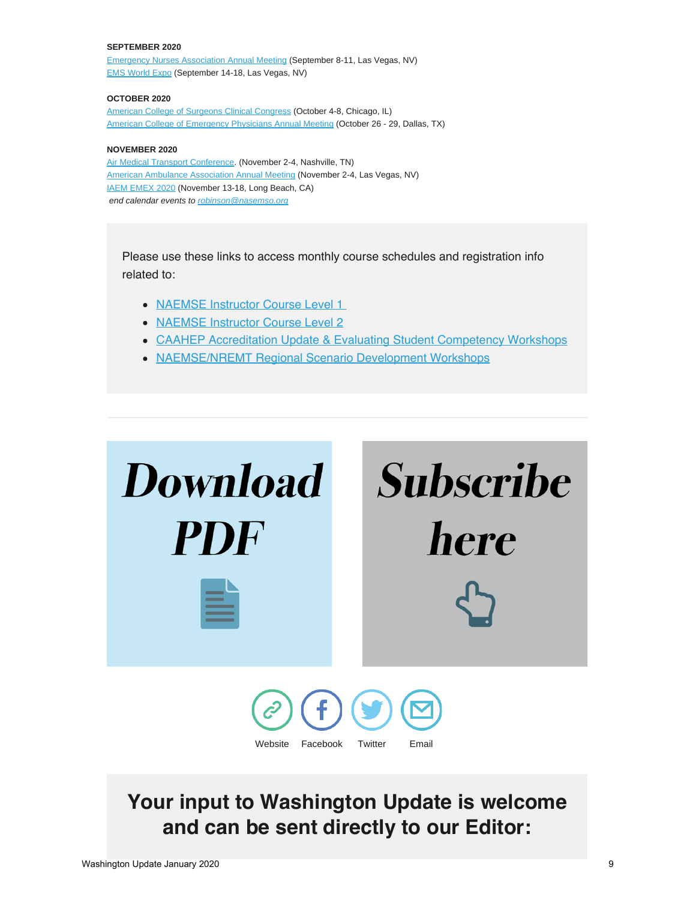**SEPTEMBER 2020**

Emergency Nurses Association Annual Meeting (September 8-11, Las Vegas, NV)
EMS World Expo (September 14-18, Las Vegas, NV)

**OCTOBER 2020**

American College of Surgeons Clinical Congress (October 4-8, Chicago, IL)
American College of Emergency Physicians Annual Meeting (October 26 - 29, Dallas, TX)

**NOVEMBER 2020**

Air Medical Transport Conference. (November 2-4, Nashville, TN)
American Ambulance Association Annual Meeting (November 2-4, Las Vegas, NV)
IAEM EMEX 2020 (November 13-18, Long Beach, CA)
*end calendar events to robinson@nasemso.org*

Please use these links to access monthly course schedules and registration info related to:

- NAEMSE Instructor Course Level 1
- NAEMSE Instructor Course Level 2
- CAAHEP Accreditation Update & Evaluating Student Competency Workshops
- NAEMSE/NREMT Regional Scenario Development Workshops

***Download PDF***

***Subscribe here***

Website Facebook Twitter Email

## Your input to Washington Update is welcome and can be sent directly to our Editor: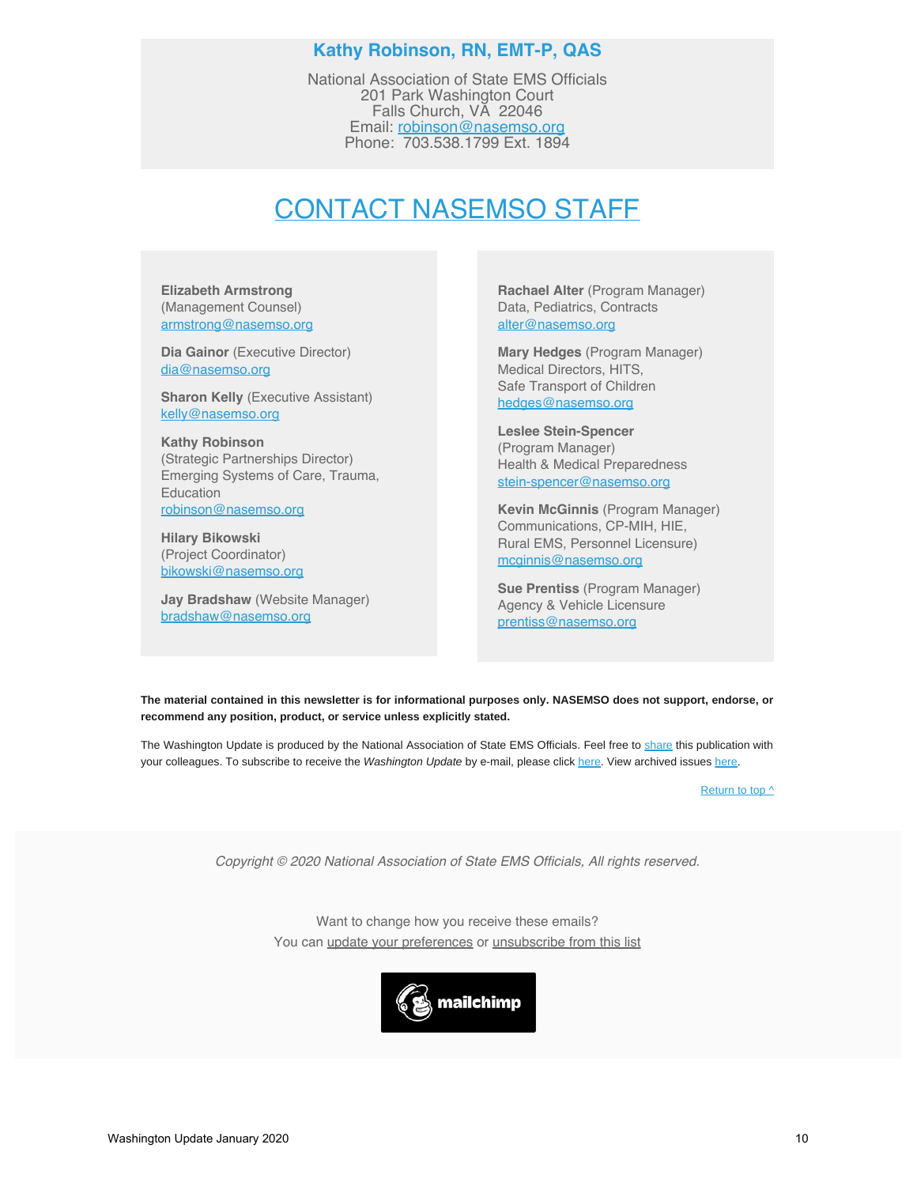**Kathy Robinson, RN, EMT-P, QAS**

National Association of State EMS Officials
201 Park Washington Court
Falls Church, VA 22046
Email: robinson@nasemso.org
Phone: 703.538.1799 Ext. 1894

# CONTACT NASEMSO STAFF

**Elizabeth Armstrong**
(Management Counsel)
armstrong@nasemso.org

**Dia Gainor** (Executive Director)
dia@nasemso.org

**Sharon Kelly** (Executive Assistant)
kelly@nasemso.org

**Kathy Robinson**
(Strategic Partnerships Director)
Emerging Systems of Care, Trauma, Education
robinson@nasemso.org

**Hilary Bikowski**
(Project Coordinator)
bikowski@nasemso.org

**Jay Bradshaw** (Website Manager)
bradshaw@nasemso.org

**Rachael Alter** (Program Manager)
Data, Pediatrics, Contracts
alter@nasemso.org

**Mary Hedges** (Program Manager)
Medical Directors, HITS,
Safe Transport of Children
hedges@nasemso.org

**Leslee Stein-Spencer**
(Program Manager)
Health & Medical Preparedness
stein-spencer@nasemso.org

**Kevin McGinnis** (Program Manager)
Communications, CP-MIH, HIE,
Rural EMS, Personnel Licensure)
mcginnis@nasemso.org

**Sue Prentiss** (Program Manager)
Agency & Vehicle Licensure
prentiss@nasemso.org

**The material contained in this newsletter is for informational purposes only. NASEMSO does not support, endorse, or recommend any position, product, or service unless explicitly stated.**

The Washington Update is produced by the National Association of State EMS Officials. Feel free to share this publication with your colleagues. To subscribe to receive the *Washington Update* by e-mail, please click here. View archived issues here.

Return to top ^

*Copyright © 2020 National Association of State EMS Officials, All rights reserved.*

Want to change how you receive these emails?
You can update your preferences or unsubscribe from this list

mailchimp